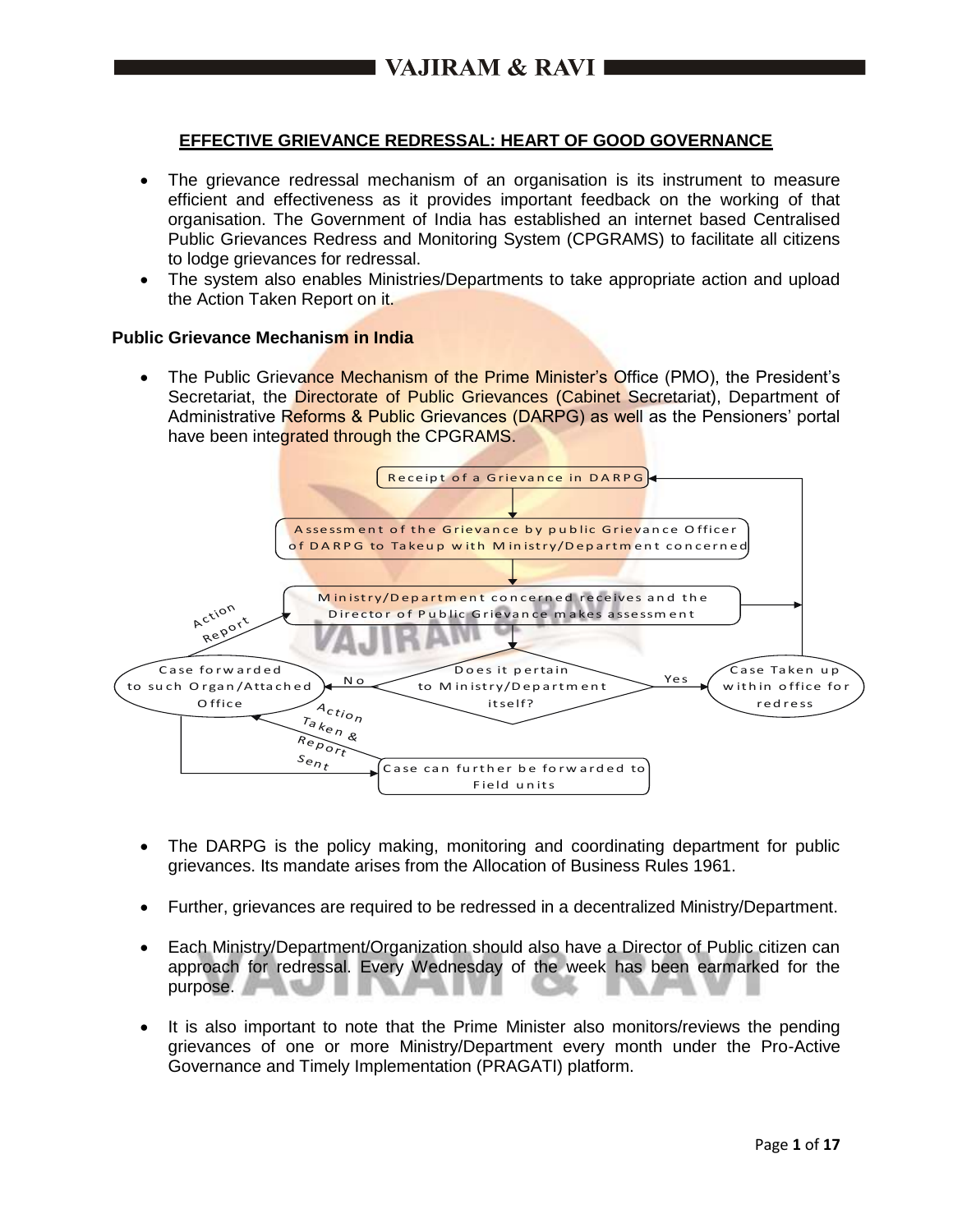## EFFECTIVE GRIEVANCE REDRESSAL: HEART OF GOOD GOVERNANCE

- The grievance redressal mechanism of an organisation is its instrument to measure efficient and effectiveness as it provides important feedback on the working of that organisation. The Government of India has established an internet based Centralised Public Grievances Redress and Monitoring System (CPGRAMS) to facilitate all citizens to lodge grievances for redressal.
- The system also enables Ministries/Departments to take appropriate action and upload the Action Taken Report on it.

### Public Grievance Mechanism in India

- The Public Grievance Mechanism of the Prime Minister's Office (PMO), the President's Secretariat, the Directorate of Public Grievances (Cabinet Secretariat), Department of Administrative Reforms & Public Grievances (DARPG) as well as the Pensioners' portal have been integrated through the CPGRAMS.

Receipt of a Grievance in DARPG

Assessment of the Grievance by public Grievance Officer of DARPG to Takeup with Ministry/Department concerned

Ministry/Department concerned receives and the Director of Public Grievance makes assessment

Does it pertain to Ministry/Department itself?

Yes → Case Taken up within office for redress

No → Case forwarded to such Organ/Attached Office

Action Report

Action Taken & Report Sent

Case can further be forwarded to Field units

- The DARPG is the policy making, monitoring and coordinating department for public grievances. Its mandate arises from the Allocation of Business Rules 1961.

- Further, grievances are required to be redressed in a decentralized Ministry/Department.

- Each Ministry/Department/Organization should also have a Director of Public citizen can approach for redressal. Every Wednesday of the week has been earmarked for the purpose.

- It is also important to note that the Prime Minister also monitors/reviews the pending grievances of one or more Ministry/Department every month under the Pro-Active Governance and Timely Implementation (PRAGATI) platform.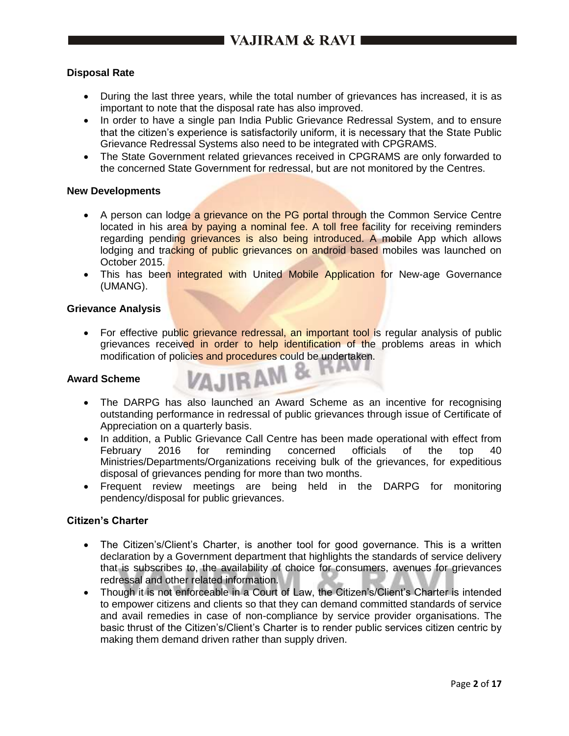**Disposal Rate**

- During the last three years, while the total number of grievances has increased, it is as important to note that the disposal rate has also improved.
- In order to have a single pan India Public Grievance Redressal System, and to ensure that the citizen's experience is satisfactorily uniform, it is necessary that the State Public Grievance Redressal Systems also need to be integrated with CPGRAMS.
- The State Government related grievances received in CPGRAMS are only forwarded to the concerned State Government for redressal, but are not monitored by the Centres.

**New Developments**

- A person can lodge a grievance on the PG portal through the Common Service Centre located in his area by paying a nominal fee. A toll free facility for receiving reminders regarding pending grievances is also being introduced. A mobile App which allows lodging and tracking of public grievances on android based mobiles was launched on October 2015.
- This has been integrated with United Mobile Application for New-age Governance (UMANG).

**Grievance Analysis**

- For effective public grievance redressal, an important tool is regular analysis of public grievances received in order to help identification of the problems areas in which modification of policies and procedures could be undertaken.

**Award Scheme**

- The DARPG has also launched an Award Scheme as an incentive for recognising outstanding performance in redressal of public grievances through issue of Certificate of Appreciation on a quarterly basis.
- In addition, a Public Grievance Call Centre has been made operational with effect from February 2016 for reminding concerned officials of the top 40 Ministries/Departments/Organizations receiving bulk of the grievances, for expeditious disposal of grievances pending for more than two months.
- Frequent review meetings are being held in the DARPG for monitoring pendency/disposal for public grievances.

**Citizen's Charter**

- The Citizen's/Client's Charter, is another tool for good governance. This is a written declaration by a Government department that highlights the standards of service delivery that is subscribes to, the availability of choice for consumers, avenues for grievances redressal and other related information.
- Though it is not enforceable in a Court of Law, the Citizen's/Client's Charter is intended to empower citizens and clients so that they can demand committed standards of service and avail remedies in case of non-compliance by service provider organisations. The basic thrust of the Citizen's/Client's Charter is to render public services citizen centric by making them demand driven rather than supply driven.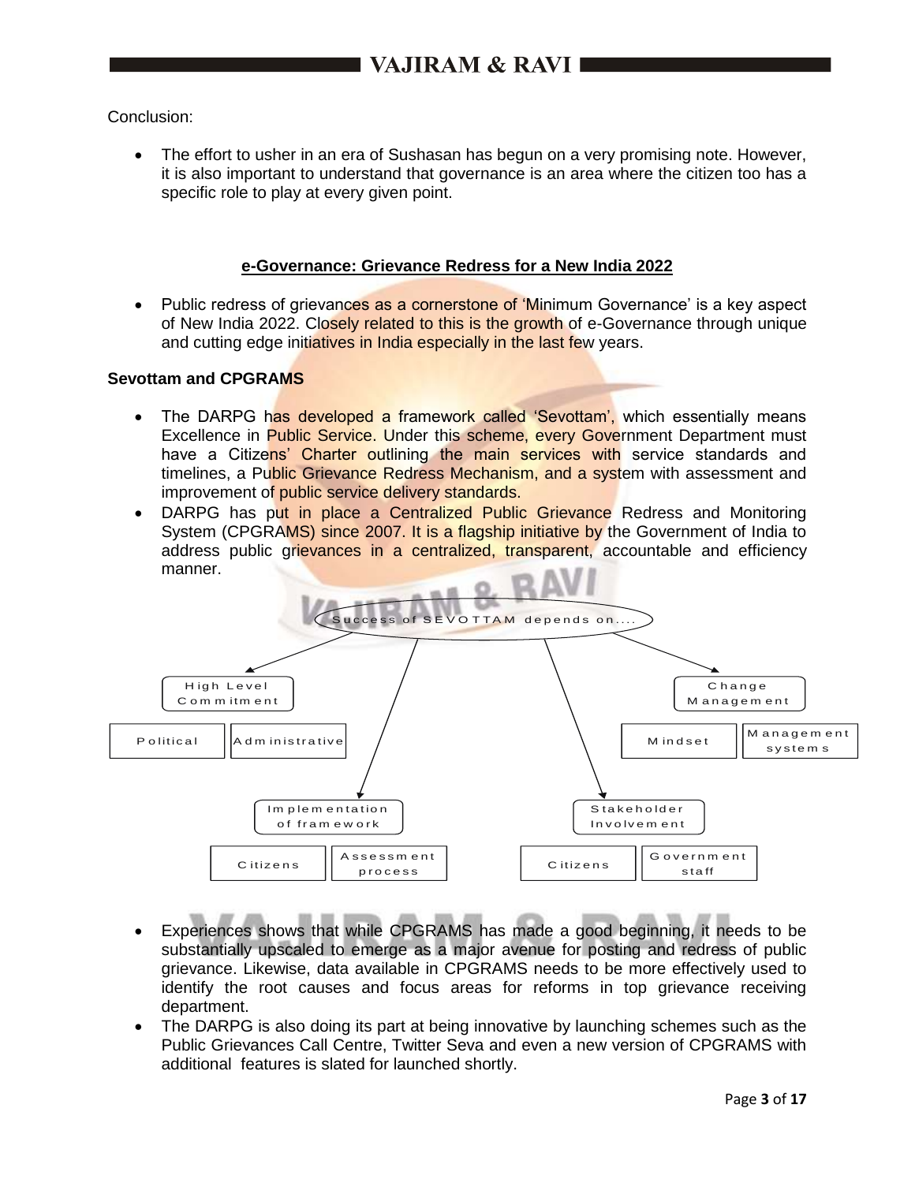Conclusion:

- The effort to usher in an era of Sushasan has begun on a very promising note. However, it is also important to understand that governance is an area where the citizen too has a specific role to play at every given point.

## e-Governance: Grievance Redress for a New India 2022

- Public redress of grievances as a cornerstone of 'Minimum Governance' is a key aspect of New India 2022. Closely related to this is the growth of e-Governance through unique and cutting edge initiatives in India especially in the last few years.

**Sevottam and CPGRAMS**

- The DARPG has developed a framework called 'Sevottam', which essentially means Excellence in Public Service. Under this scheme, every Government Department must have a Citizens' Charter outlining the main services with service standards and timelines, a Public Grievance Redress Mechanism, and a system with assessment and improvement of public service delivery standards.
- DARPG has put in place a Centralized Public Grievance Redress and Monitoring System (CPGRAMS) since 2007. It is a flagship initiative by the Government of India to address public grievances in a centralized, transparent, accountable and efficiency manner.

Success of SEVOTTAM depends on....

- High Level Commitment
  - Political
  - Administrative
- Implementation of framework
  - Citizens
  - Assessment process
- Stakeholder Involvement
  - Citizens
  - Government staff
- Change Management
  - Mindset
  - Management systems

- Experiences shows that while CPGRAMS has made a good beginning, it needs to be substantially upscaled to emerge as a major avenue for posting and redress of public grievance. Likewise, data available in CPGRAMS needs to be more effectively used to identify the root causes and focus areas for reforms in top grievance receiving department.
- The DARPG is also doing its part at being innovative by launching schemes such as the Public Grievances Call Centre, Twitter Seva and even a new version of CPGRAMS with additional features is slated for launched shortly.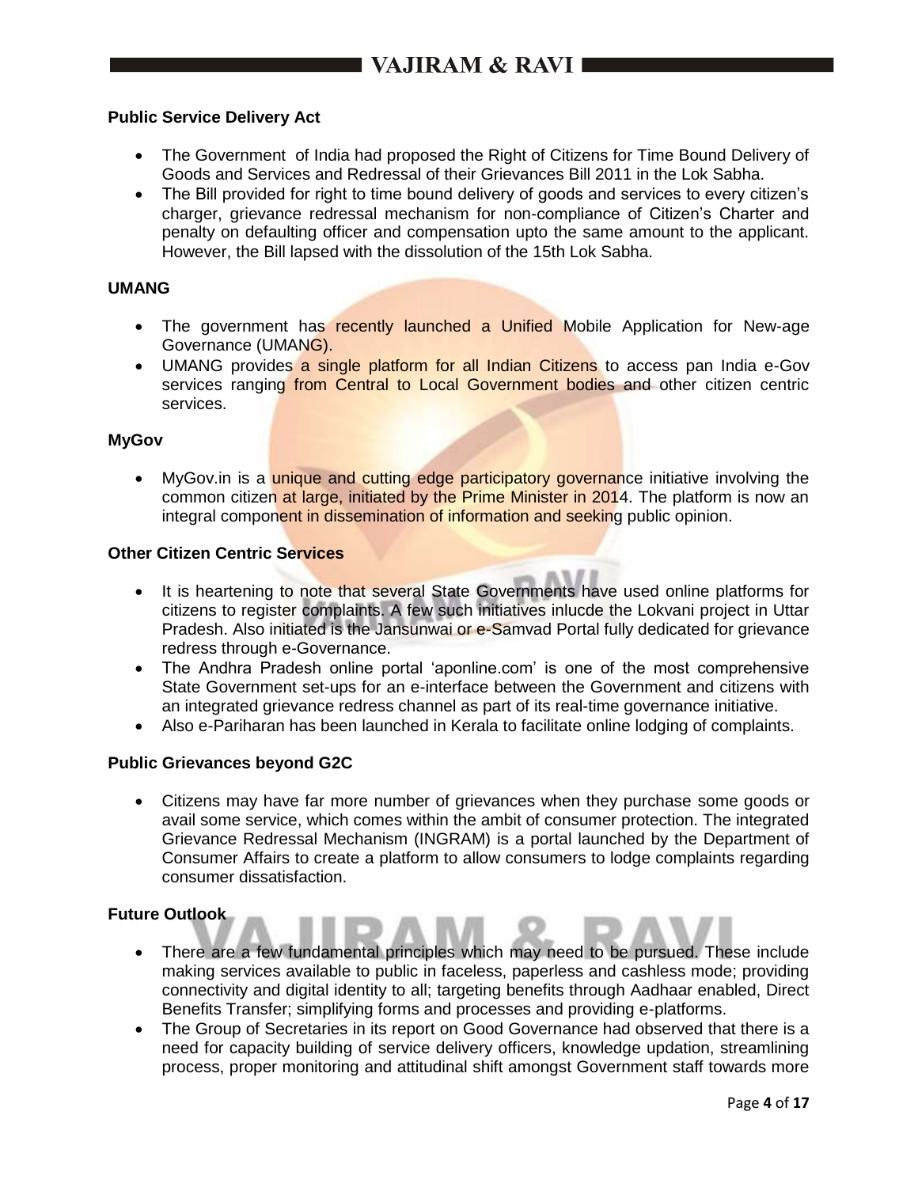**Public Service Delivery Act**

- The Government  of India had proposed the Right of Citizens for Time Bound Delivery of Goods and Services and Redressal of their Grievances Bill 2011 in the Lok Sabha.
- The Bill provided for right to time bound delivery of goods and services to every citizen's charger, grievance redressal mechanism for non-compliance of Citizen's Charter and penalty on defaulting officer and compensation upto the same amount to the applicant. However, the Bill lapsed with the dissolution of the 15th Lok Sabha.

**UMANG**

- The government has recently launched a Unified Mobile Application for New-age Governance (UMANG).
- UMANG provides a single platform for all Indian Citizens to access pan India e-Gov services ranging from Central to Local Government bodies and other citizen centric services.

**MyGov**

- MyGov.in is a unique and cutting edge participatory governance initiative involving the common citizen at large, initiated by the Prime Minister in 2014. The platform is now an integral component in dissemination of information and seeking public opinion.

**Other Citizen Centric Services**

- It is heartening to note that several State Governments have used online platforms for citizens to register complaints. A few such initiatives inlucde the Lokvani project in Uttar Pradesh. Also initiated is the Jansunwai or e-Samvad Portal fully dedicated for grievance redress through e-Governance.
- The Andhra Pradesh online portal 'aponline.com' is one of the most comprehensive State Government set-ups for an e-interface between the Government and citizens with an integrated grievance redress channel as part of its real-time governance initiative.
- Also e-Pariharan has been launched in Kerala to facilitate online lodging of complaints.

**Public Grievances beyond G2C**

- Citizens may have far more number of grievances when they purchase some goods or avail some service, which comes within the ambit of consumer protection. The integrated Grievance Redressal Mechanism (INGRAM) is a portal launched by the Department of Consumer Affairs to create a platform to allow consumers to lodge complaints regarding consumer dissatisfaction.

**Future Outlook**

- There are a few fundamental principles which may need to be pursued. These include making services available to public in faceless, paperless and cashless mode; providing connectivity and digital identity to all; targeting benefits through Aadhaar enabled, Direct Benefits Transfer; simplifying forms and processes and providing e-platforms.
- The Group of Secretaries in its report on Good Governance had observed that there is a need for capacity building of service delivery officers, knowledge updation, streamlining process, proper monitoring and attitudinal shift amongst Government staff towards more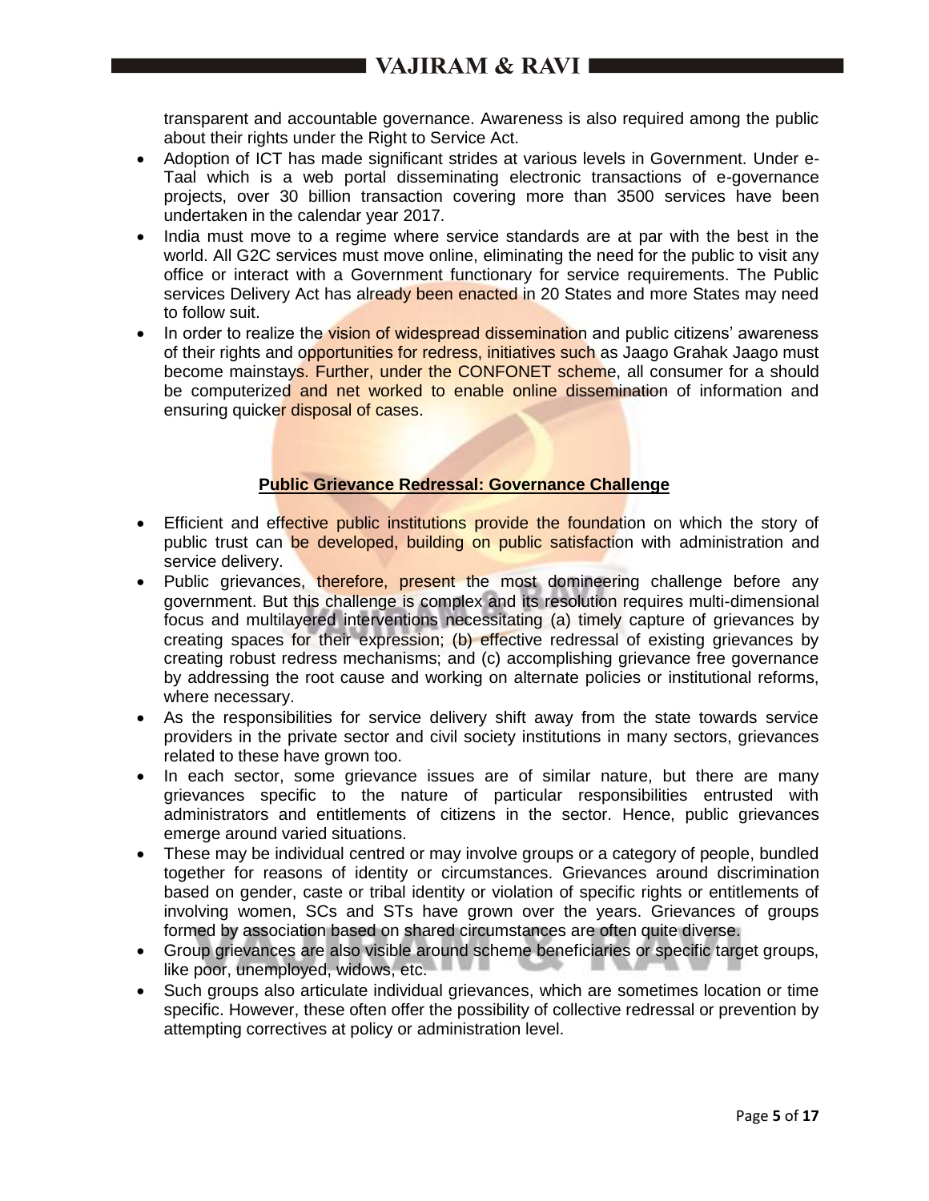transparent and accountable governance. Awareness is also required among the public about their rights under the Right to Service Act.

- Adoption of ICT has made significant strides at various levels in Government. Under e-Taal which is a web portal disseminating electronic transactions of e-governance projects, over 30 billion transaction covering more than 3500 services have been undertaken in the calendar year 2017.
- India must move to a regime where service standards are at par with the best in the world. All G2C services must move online, eliminating the need for the public to visit any office or interact with a Government functionary for service requirements. The Public services Delivery Act has already been enacted in 20 States and more States may need to follow suit.
- In order to realize the vision of widespread dissemination and public citizens' awareness of their rights and opportunities for redress, initiatives such as Jaago Grahak Jaago must become mainstays. Further, under the CONFONET scheme, all consumer for a should be computerized and net worked to enable online dissemination of information and ensuring quicker disposal of cases.

## Public Grievance Redressal: Governance Challenge

- Efficient and effective public institutions provide the foundation on which the story of public trust can be developed, building on public satisfaction with administration and service delivery.
- Public grievances, therefore, present the most domineering challenge before any government. But this challenge is complex and its resolution requires multi-dimensional focus and multilayered interventions necessitating (a) timely capture of grievances by creating spaces for their expression; (b) effective redressal of existing grievances by creating robust redress mechanisms; and (c) accomplishing grievance free governance by addressing the root cause and working on alternate policies or institutional reforms, where necessary.
- As the responsibilities for service delivery shift away from the state towards service providers in the private sector and civil society institutions in many sectors, grievances related to these have grown too.
- In each sector, some grievance issues are of similar nature, but there are many grievances specific to the nature of particular responsibilities entrusted with administrators and entitlements of citizens in the sector. Hence, public grievances emerge around varied situations.
- These may be individual centred or may involve groups or a category of people, bundled together for reasons of identity or circumstances. Grievances around discrimination based on gender, caste or tribal identity or violation of specific rights or entitlements of involving women, SCs and STs have grown over the years. Grievances of groups formed by association based on shared circumstances are often quite diverse.
- Group grievances are also visible around scheme beneficiaries or specific target groups, like poor, unemployed, widows, etc.
- Such groups also articulate individual grievances, which are sometimes location or time specific. However, these often offer the possibility of collective redressal or prevention by attempting correctives at policy or administration level.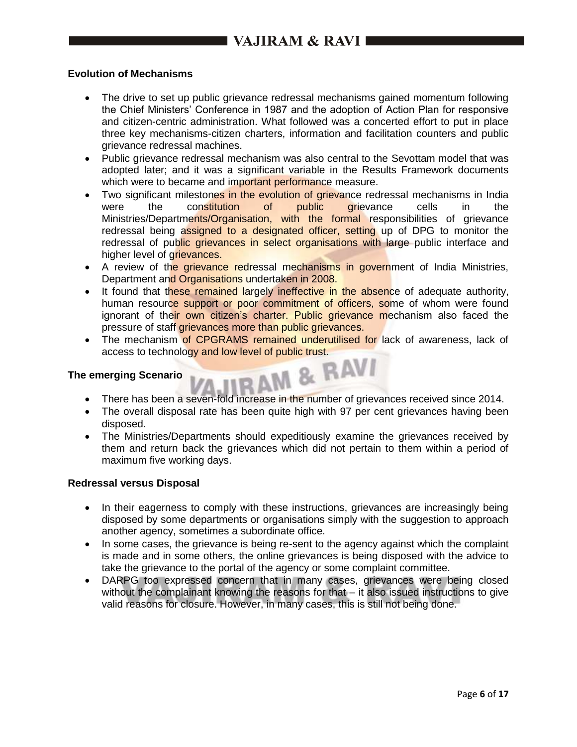**Evolution of Mechanisms**

- The drive to set up public grievance redressal mechanisms gained momentum following the Chief Ministers' Conference in 1987 and the adoption of Action Plan for responsive and citizen-centric administration. What followed was a concerted effort to put in place three key mechanisms-citizen charters, information and facilitation counters and public grievance redressal machines.
- Public grievance redressal mechanism was also central to the Sevottam model that was adopted later; and it was a significant variable in the Results Framework documents which were to became and important performance measure.
- Two significant milestones in the evolution of grievance redressal mechanisms in India were the constitution of public grievance cells in the Ministries/Departments/Organisation, with the formal responsibilities of grievance redressal being assigned to a designated officer, setting up of DPG to monitor the redressal of public grievances in select organisations with large public interface and higher level of grievances.
- A review of the grievance redressal mechanisms in government of India Ministries, Department and Organisations undertaken in 2008.
- It found that these remained largely ineffective in the absence of adequate authority, human resource support or poor commitment of officers, some of whom were found ignorant of their own citizen's charter. Public grievance mechanism also faced the pressure of staff grievances more than public grievances.
- The mechanism of CPGRAMS remained underutilised for lack of awareness, lack of access to technology and low level of public trust.

**The emerging Scenario**

- There has been a seven-fold increase in the number of grievances received since 2014.
- The overall disposal rate has been quite high with 97 per cent grievances having been disposed.
- The Ministries/Departments should expeditiously examine the grievances received by them and return back the grievances which did not pertain to them within a period of maximum five working days.

**Redressal versus Disposal**

- In their eagerness to comply with these instructions, grievances are increasingly being disposed by some departments or organisations simply with the suggestion to approach another agency, sometimes a subordinate office.
- In some cases, the grievance is being re-sent to the agency against which the complaint is made and in some others, the online grievances is being disposed with the advice to take the grievance to the portal of the agency or some complaint committee.
- DARPG too expressed concern that in many cases, grievances were being closed without the complainant knowing the reasons for that – it also issued instructions to give valid reasons for closure. However, in many cases, this is still not being done.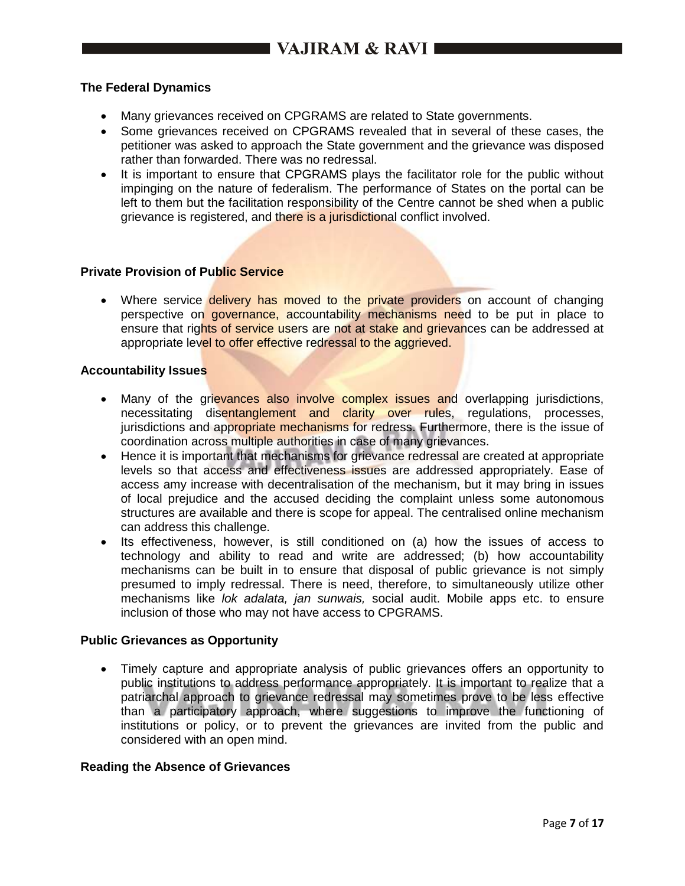### The Federal Dynamics

- Many grievances received on CPGRAMS are related to State governments.
- Some grievances received on CPGRAMS revealed that in several of these cases, the petitioner was asked to approach the State government and the grievance was disposed rather than forwarded. There was no redressal.
- It is important to ensure that CPGRAMS plays the facilitator role for the public without impinging on the nature of federalism. The performance of States on the portal can be left to them but the facilitation responsibility of the Centre cannot be shed when a public grievance is registered, and there is a jurisdictional conflict involved.

### Private Provision of Public Service

- Where service delivery has moved to the private providers on account of changing perspective on governance, accountability mechanisms need to be put in place to ensure that rights of service users are not at stake and grievances can be addressed at appropriate level to offer effective redressal to the aggrieved.

### Accountability Issues

- Many of the grievances also involve complex issues and overlapping jurisdictions, necessitating disentanglement and clarity over rules, regulations, processes, jurisdictions and appropriate mechanisms for redress. Furthermore, there is the issue of coordination across multiple authorities in case of many grievances.
- Hence it is important that mechanisms for grievance redressal are created at appropriate levels so that access and effectiveness issues are addressed appropriately. Ease of access amy increase with decentralisation of the mechanism, but it may bring in issues of local prejudice and the accused deciding the complaint unless some autonomous structures are available and there is scope for appeal. The centralised online mechanism can address this challenge.
- Its effectiveness, however, is still conditioned on (a) how the issues of access to technology and ability to read and write are addressed; (b) how accountability mechanisms can be built in to ensure that disposal of public grievance is not simply presumed to imply redressal. There is need, therefore, to simultaneously utilize other mechanisms like *lok adalata, jan sunwais,* social audit. Mobile apps etc. to ensure inclusion of those who may not have access to CPGRAMS.

### Public Grievances as Opportunity

- Timely capture and appropriate analysis of public grievances offers an opportunity to public institutions to address performance appropriately. It is important to realize that a patriarchal approach to grievance redressal may sometimes prove to be less effective than a participatory approach, where suggestions to improve the functioning of institutions or policy, or to prevent the grievances are invited from the public and considered with an open mind.

### Reading the Absence of Grievances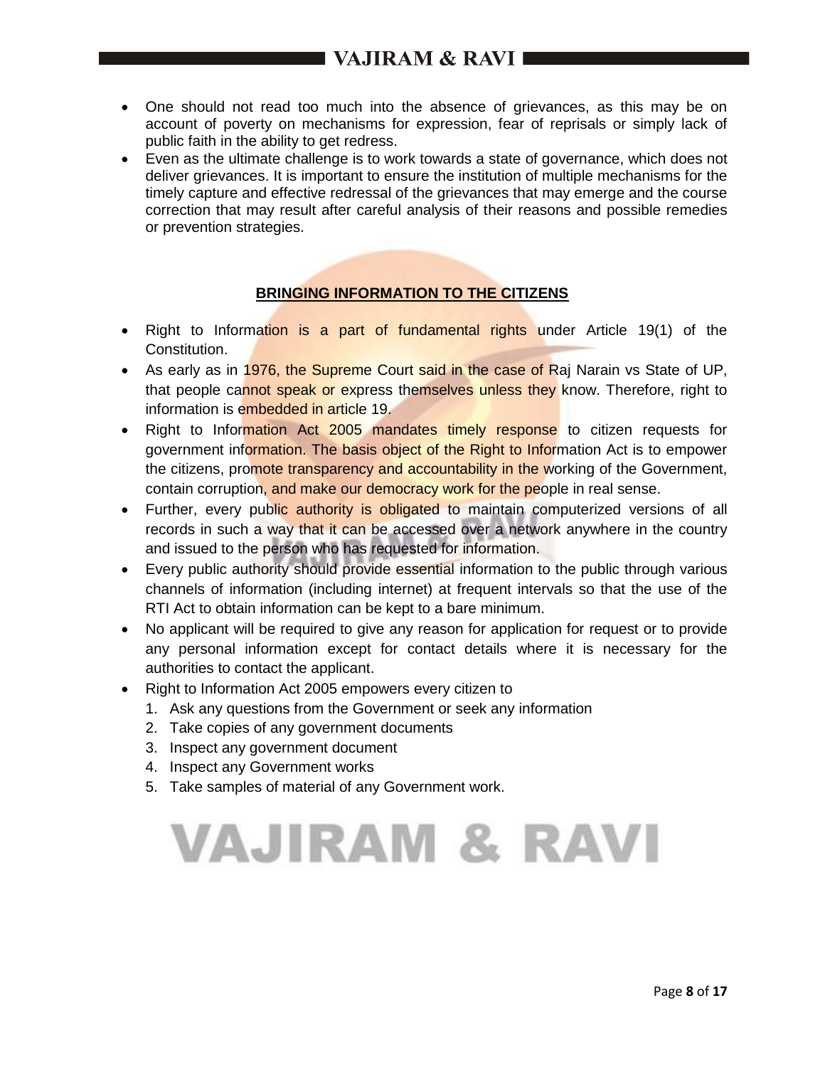- One should not read too much into the absence of grievances, as this may be on account of poverty on mechanisms for expression, fear of reprisals or simply lack of public faith in the ability to get redress.
- Even as the ultimate challenge is to work towards a state of governance, which does not deliver grievances. It is important to ensure the institution of multiple mechanisms for the timely capture and effective redressal of the grievances that may emerge and the course correction that may result after careful analysis of their reasons and possible remedies or prevention strategies.

## BRINGING INFORMATION TO THE CITIZENS

- Right to Information is a part of fundamental rights under Article 19(1) of the Constitution.
- As early as in 1976, the Supreme Court said in the case of Raj Narain vs State of UP, that people cannot speak or express themselves unless they know. Therefore, right to information is embedded in article 19.
- Right to Information Act 2005 mandates timely response to citizen requests for government information. The basis object of the Right to Information Act is to empower the citizens, promote transparency and accountability in the working of the Government, contain corruption, and make our democracy work for the people in real sense.
- Further, every public authority is obligated to maintain computerized versions of all records in such a way that it can be accessed over a network anywhere in the country and issued to the person who has requested for information.
- Every public authority should provide essential information to the public through various channels of information (including internet) at frequent intervals so that the use of the RTI Act to obtain information can be kept to a bare minimum.
- No applicant will be required to give any reason for application for request or to provide any personal information except for contact details where it is necessary for the authorities to contact the applicant.
- Right to Information Act 2005 empowers every citizen to
  1. Ask any questions from the Government or seek any information
  2. Take copies of any government documents
  3. Inspect any government document
  4. Inspect any Government works
  5. Take samples of material of any Government work.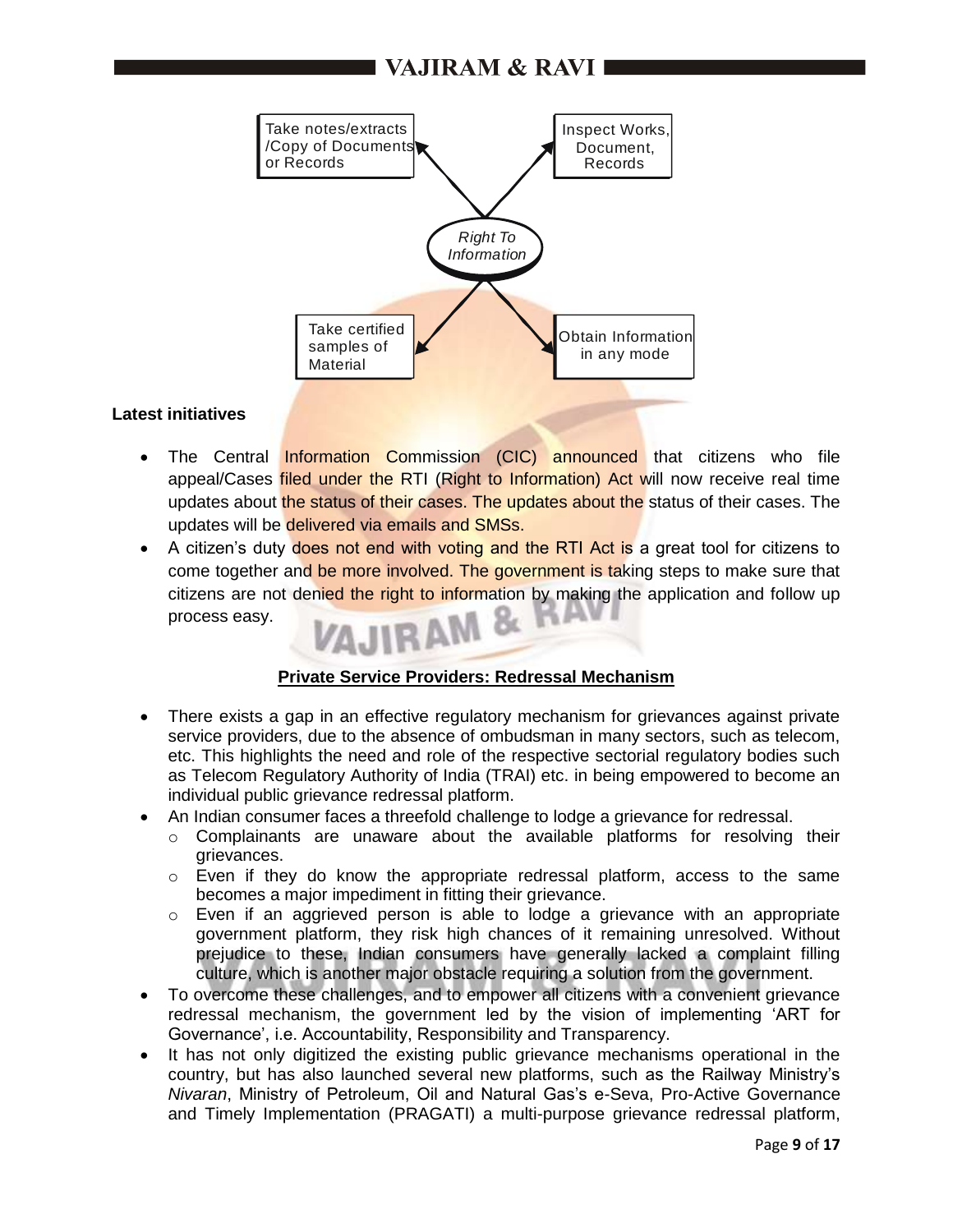Take notes/extracts /Copy of Documents or Records

Inspect Works, Document, Records

*Right To Information*

Take certified samples of Material

Obtain Information in any mode

**Latest initiatives**

- The Central Information Commission (CIC) announced that citizens who file appeal/Cases filed under the RTI (Right to Information) Act will now receive real time updates about the status of their cases. The updates about the status of their cases. The updates will be delivered via emails and SMSs.
- A citizen's duty does not end with voting and the RTI Act is a great tool for citizens to come together and be more involved. The government is taking steps to make sure that citizens are not denied the right to information by making the application and follow up process easy.

## Private Service Providers: Redressal Mechanism

- There exists a gap in an effective regulatory mechanism for grievances against private service providers, due to the absence of ombudsman in many sectors, such as telecom, etc. This highlights the need and role of the respective sectorial regulatory bodies such as Telecom Regulatory Authority of India (TRAI) etc. in being empowered to become an individual public grievance redressal platform.
- An Indian consumer faces a threefold challenge to lodge a grievance for redressal.
  - Complainants are unaware about the available platforms for resolving their grievances.
  - Even if they do know the appropriate redressal platform, access to the same becomes a major impediment in fitting their grievance.
  - Even if an aggrieved person is able to lodge a grievance with an appropriate government platform, they risk high chances of it remaining unresolved. Without prejudice to these, Indian consumers have generally lacked a complaint filling culture, which is another major obstacle requiring a solution from the government.
- To overcome these challenges, and to empower all citizens with a convenient grievance redressal mechanism, the government led by the vision of implementing 'ART for Governance', i.e. Accountability, Responsibility and Transparency.
- It has not only digitized the existing public grievance mechanisms operational in the country, but has also launched several new platforms, such as the Railway Ministry's *Nivaran*, Ministry of Petroleum, Oil and Natural Gas's e-Seva, Pro-Active Governance and Timely Implementation (PRAGATI) a multi-purpose grievance redressal platform,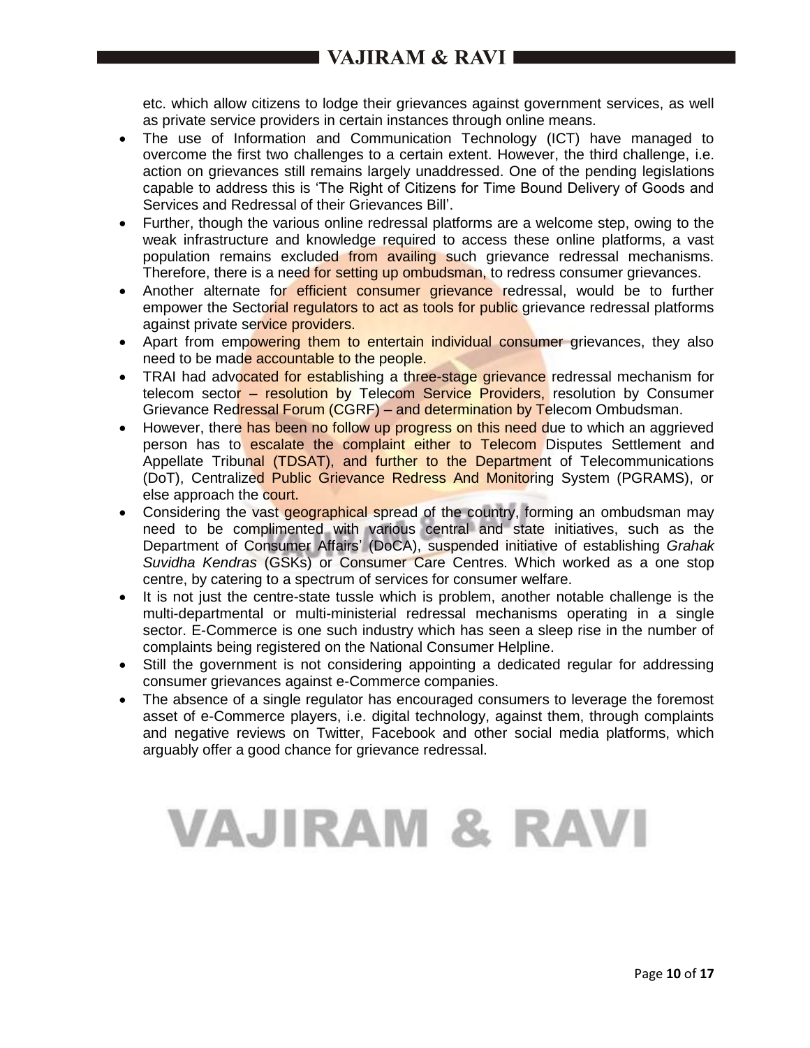etc. which allow citizens to lodge their grievances against government services, as well as private service providers in certain instances through online means.

- The use of Information and Communication Technology (ICT) have managed to overcome the first two challenges to a certain extent. However, the third challenge, i.e. action on grievances still remains largely unaddressed. One of the pending legislations capable to address this is 'The Right of Citizens for Time Bound Delivery of Goods and Services and Redressal of their Grievances Bill'.
- Further, though the various online redressal platforms are a welcome step, owing to the weak infrastructure and knowledge required to access these online platforms, a vast population remains excluded from availing such grievance redressal mechanisms. Therefore, there is a need for setting up ombudsman, to redress consumer grievances.
- Another alternate for efficient consumer grievance redressal, would be to further empower the Sectorial regulators to act as tools for public grievance redressal platforms against private service providers.
- Apart from empowering them to entertain individual consumer grievances, they also need to be made accountable to the people.
- TRAI had advocated for establishing a three-stage grievance redressal mechanism for telecom sector – resolution by Telecom Service Providers, resolution by Consumer Grievance Redressal Forum (CGRF) – and determination by Telecom Ombudsman.
- However, there has been no follow up progress on this need due to which an aggrieved person has to escalate the complaint either to Telecom Disputes Settlement and Appellate Tribunal (TDSAT), and further to the Department of Telecommunications (DoT), Centralized Public Grievance Redress And Monitoring System (PGRAMS), or else approach the court.
- Considering the vast geographical spread of the country, forming an ombudsman may need to be complimented with various central and state initiatives, such as the Department of Consumer Affairs' (DoCA), suspended initiative of establishing *Grahak Suvidha Kendras* (GSKs) or Consumer Care Centres. Which worked as a one stop centre, by catering to a spectrum of services for consumer welfare.
- It is not just the centre-state tussle which is problem, another notable challenge is the multi-departmental or multi-ministerial redressal mechanisms operating in a single sector. E-Commerce is one such industry which has seen a sleep rise in the number of complaints being registered on the National Consumer Helpline.
- Still the government is not considering appointing a dedicated regular for addressing consumer grievances against e-Commerce companies.
- The absence of a single regulator has encouraged consumers to leverage the foremost asset of e-Commerce players, i.e. digital technology, against them, through complaints and negative reviews on Twitter, Facebook and other social media platforms, which arguably offer a good chance for grievance redressal.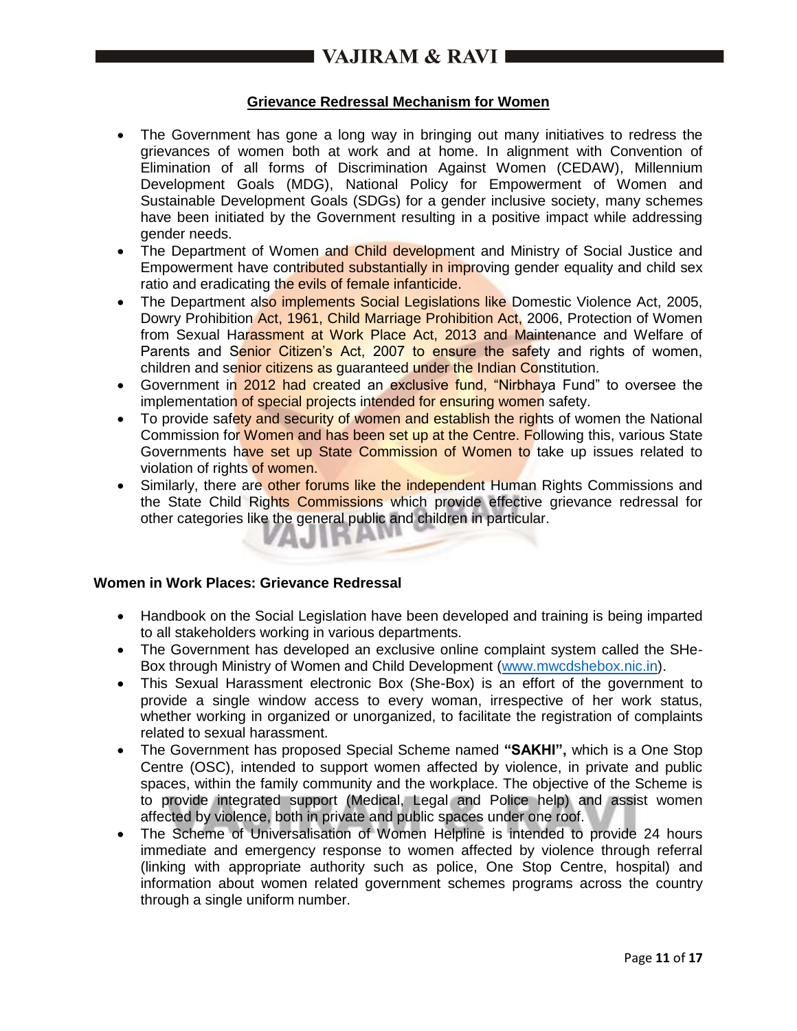## Grievance Redressal Mechanism for Women

- The Government has gone a long way in bringing out many initiatives to redress the grievances of women both at work and at home. In alignment with Convention of Elimination of all forms of Discrimination Against Women (CEDAW), Millennium Development Goals (MDG), National Policy for Empowerment of Women and Sustainable Development Goals (SDGs) for a gender inclusive society, many schemes have been initiated by the Government resulting in a positive impact while addressing gender needs.
- The Department of Women and Child development and Ministry of Social Justice and Empowerment have contributed substantially in improving gender equality and child sex ratio and eradicating the evils of female infanticide.
- The Department also implements Social Legislations like Domestic Violence Act, 2005, Dowry Prohibition Act, 1961, Child Marriage Prohibition Act, 2006, Protection of Women from Sexual Harassment at Work Place Act, 2013 and Maintenance and Welfare of Parents and Senior Citizen's Act, 2007 to ensure the safety and rights of women, children and senior citizens as guaranteed under the Indian Constitution.
- Government in 2012 had created an exclusive fund, "Nirbhaya Fund" to oversee the implementation of special projects intended for ensuring women safety.
- To provide safety and security of women and establish the rights of women the National Commission for Women and has been set up at the Centre. Following this, various State Governments have set up State Commission of Women to take up issues related to violation of rights of women.
- Similarly, there are other forums like the independent Human Rights Commissions and the State Child Rights Commissions which provide effective grievance redressal for other categories like the general public and children in particular.

### Women in Work Places: Grievance Redressal

- Handbook on the Social Legislation have been developed and training is being imparted to all stakeholders working in various departments.
- The Government has developed an exclusive online complaint system called the SHe-Box through Ministry of Women and Child Development (www.mwcdshebox.nic.in).
- This Sexual Harassment electronic Box (She-Box) is an effort of the government to provide a single window access to every woman, irrespective of her work status, whether working in organized or unorganized, to facilitate the registration of complaints related to sexual harassment.
- The Government has proposed Special Scheme named **"SAKHI",** which is a One Stop Centre (OSC), intended to support women affected by violence, in private and public spaces, within the family community and the workplace. The objective of the Scheme is to provide integrated support (Medical, Legal and Police help) and assist women affected by violence, both in private and public spaces under one roof.
- The Scheme of Universalisation of Women Helpline is intended to provide 24 hours immediate and emergency response to women affected by violence through referral (linking with appropriate authority such as police, One Stop Centre, hospital) and information about women related government schemes programs across the country through a single uniform number.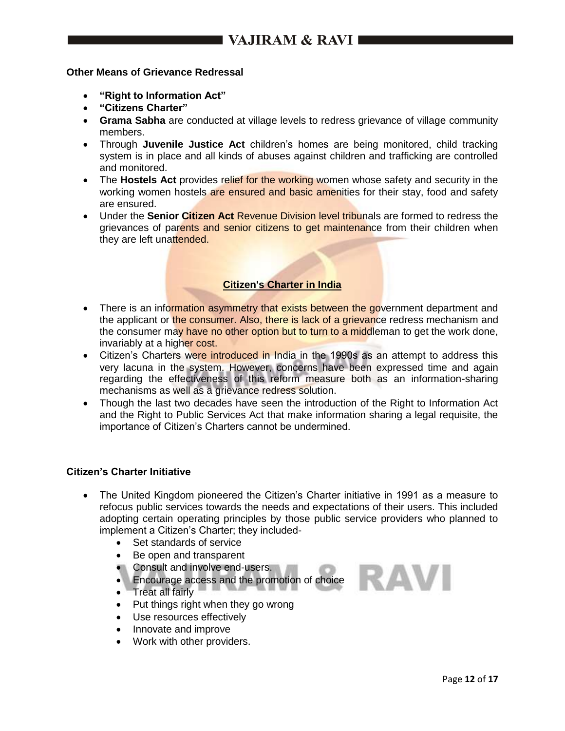**Other Means of Grievance Redressal**

- **"Right to Information Act"**
- **"Citizens Charter"**
- **Grama Sabha** are conducted at village levels to redress grievance of village community members.
- Through **Juvenile Justice Act** children's homes are being monitored, child tracking system is in place and all kinds of abuses against children and trafficking are controlled and monitored.
- The **Hostels Act** provides relief for the working women whose safety and security in the working women hostels are ensured and basic amenities for their stay, food and safety are ensured.
- Under the **Senior Citizen Act** Revenue Division level tribunals are formed to redress the grievances of parents and senior citizens to get maintenance from their children when they are left unattended.

## Citizen's Charter in India

- There is an information asymmetry that exists between the government department and the applicant or the consumer. Also, there is lack of a grievance redress mechanism and the consumer may have no other option but to turn to a middleman to get the work done, invariably at a higher cost.
- Citizen's Charters were introduced in India in the 1990s as an attempt to address this very lacuna in the system. However, concerns have been expressed time and again regarding the effectiveness of this reform measure both as an information-sharing mechanisms as well as a grievance redress solution.
- Though the last two decades have seen the introduction of the Right to Information Act and the Right to Public Services Act that make information sharing a legal requisite, the importance of Citizen's Charters cannot be undermined.

**Citizen's Charter Initiative**

- The United Kingdom pioneered the Citizen's Charter initiative in 1991 as a measure to refocus public services towards the needs and expectations of their users. This included adopting certain operating principles by those public service providers who planned to implement a Citizen's Charter; they included-
    - Set standards of service
    - Be open and transparent
    - Consult and involve end-users.
    - Encourage access and the promotion of choice
    - Treat all fairly
    - Put things right when they go wrong
    - Use resources effectively
    - Innovate and improve
    - Work with other providers.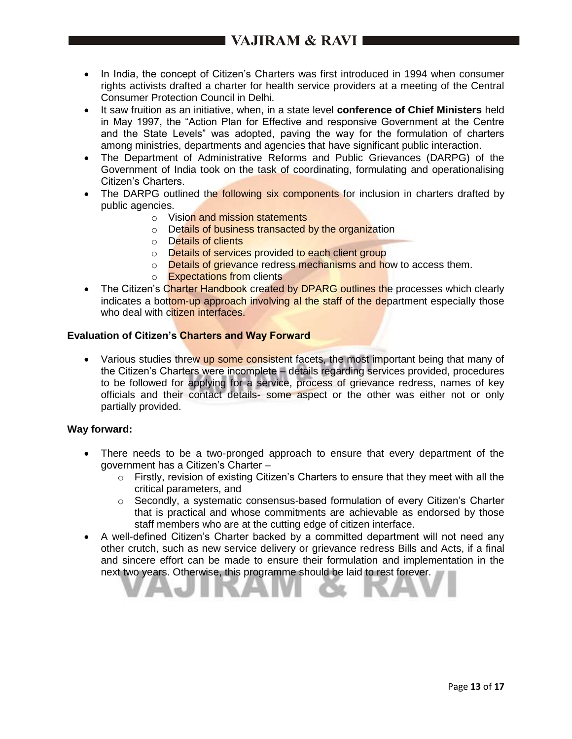- In India, the concept of Citizen's Charters was first introduced in 1994 when consumer rights activists drafted a charter for health service providers at a meeting of the Central Consumer Protection Council in Delhi.
- It saw fruition as an initiative, when, in a state level **conference of Chief Ministers** held in May 1997, the "Action Plan for Effective and responsive Government at the Centre and the State Levels" was adopted, paving the way for the formulation of charters among ministries, departments and agencies that have significant public interaction.
- The Department of Administrative Reforms and Public Grievances (DARPG) of the Government of India took on the task of coordinating, formulating and operationalising Citizen's Charters.
- The DARPG outlined the following six components for inclusion in charters drafted by public agencies.
    - Vision and mission statements
    - Details of business transacted by the organization
    - Details of clients
    - Details of services provided to each client group
    - Details of grievance redress mechanisms and how to access them.
    - Expectations from clients
- The Citizen's Charter Handbook created by DPARG outlines the processes which clearly indicates a bottom-up approach involving al the staff of the department especially those who deal with citizen interfaces.

**Evaluation of Citizen's Charters and Way Forward**

- Various studies threw up some consistent facets, the most important being that many of the Citizen's Charters were incomplete – details regarding services provided, procedures to be followed for applying for a service, process of grievance redress, names of key officials and their contact details- some aspect or the other was either not or only partially provided.

**Way forward:**

- There needs to be a two-pronged approach to ensure that every department of the government has a Citizen's Charter –
    - Firstly, revision of existing Citizen's Charters to ensure that they meet with all the critical parameters, and
    - Secondly, a systematic consensus-based formulation of every Citizen's Charter that is practical and whose commitments are achievable as endorsed by those staff members who are at the cutting edge of citizen interface.
- A well-defined Citizen's Charter backed by a committed department will not need any other crutch, such as new service delivery or grievance redress Bills and Acts, if a final and sincere effort can be made to ensure their formulation and implementation in the next two years. Otherwise, this programme should be laid to rest forever.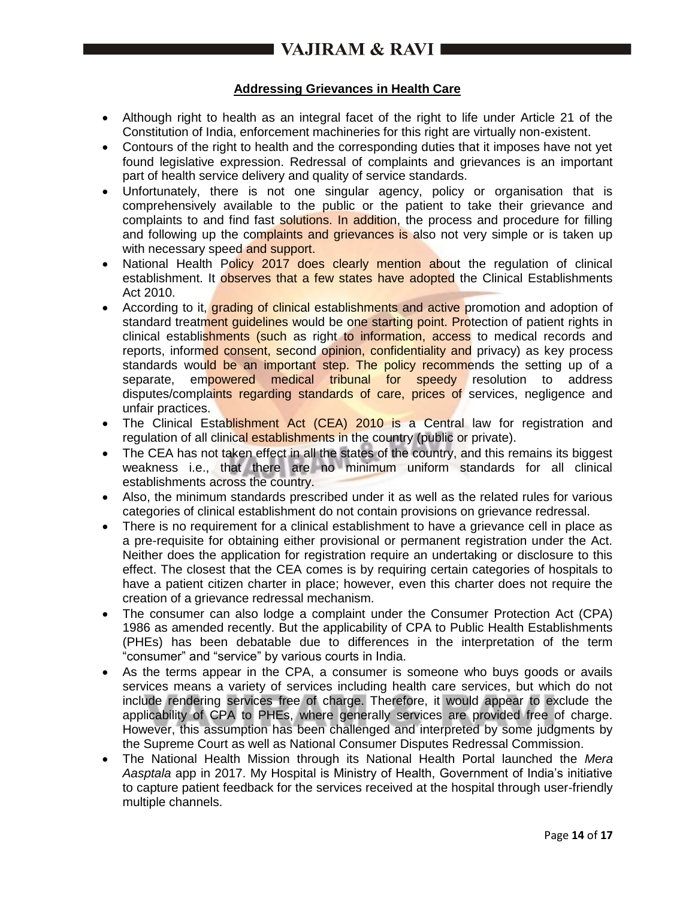## Addressing Grievances in Health Care

- Although right to health as an integral facet of the right to life under Article 21 of the Constitution of India, enforcement machineries for this right are virtually non-existent.
- Contours of the right to health and the corresponding duties that it imposes have not yet found legislative expression. Redressal of complaints and grievances is an important part of health service delivery and quality of service standards.
- Unfortunately, there is not one singular agency, policy or organisation that is comprehensively available to the public or the patient to take their grievance and complaints to and find fast solutions. In addition, the process and procedure for filling and following up the complaints and grievances is also not very simple or is taken up with necessary speed and support.
- National Health Policy 2017 does clearly mention about the regulation of clinical establishment. It observes that a few states have adopted the Clinical Establishments Act 2010.
- According to it, grading of clinical establishments and active promotion and adoption of standard treatment guidelines would be one starting point. Protection of patient rights in clinical establishments (such as right to information, access to medical records and reports, informed consent, second opinion, confidentiality and privacy) as key process standards would be an important step. The policy recommends the setting up of a separate, empowered medical tribunal for speedy resolution to address disputes/complaints regarding standards of care, prices of services, negligence and unfair practices.
- The Clinical Establishment Act (CEA) 2010 is a Central law for registration and regulation of all clinical establishments in the country (public or private).
- The CEA has not taken effect in all the states of the country, and this remains its biggest weakness i.e., that there are no minimum uniform standards for all clinical establishments across the country.
- Also, the minimum standards prescribed under it as well as the related rules for various categories of clinical establishment do not contain provisions on grievance redressal.
- There is no requirement for a clinical establishment to have a grievance cell in place as a pre-requisite for obtaining either provisional or permanent registration under the Act. Neither does the application for registration require an undertaking or disclosure to this effect. The closest that the CEA comes is by requiring certain categories of hospitals to have a patient citizen charter in place; however, even this charter does not require the creation of a grievance redressal mechanism.
- The consumer can also lodge a complaint under the Consumer Protection Act (CPA) 1986 as amended recently. But the applicability of CPA to Public Health Establishments (PHEs) has been debatable due to differences in the interpretation of the term "consumer" and "service" by various courts in India.
- As the terms appear in the CPA, a consumer is someone who buys goods or avails services means a variety of services including health care services, but which do not include rendering services free of charge. Therefore, it would appear to exclude the applicability of CPA to PHEs, where generally services are provided free of charge. However, this assumption has been challenged and interpreted by some judgments by the Supreme Court as well as National Consumer Disputes Redressal Commission.
- The National Health Mission through its National Health Portal launched the *Mera Aasptala* app in 2017. My Hospital is Ministry of Health, Government of India's initiative to capture patient feedback for the services received at the hospital through user-friendly multiple channels.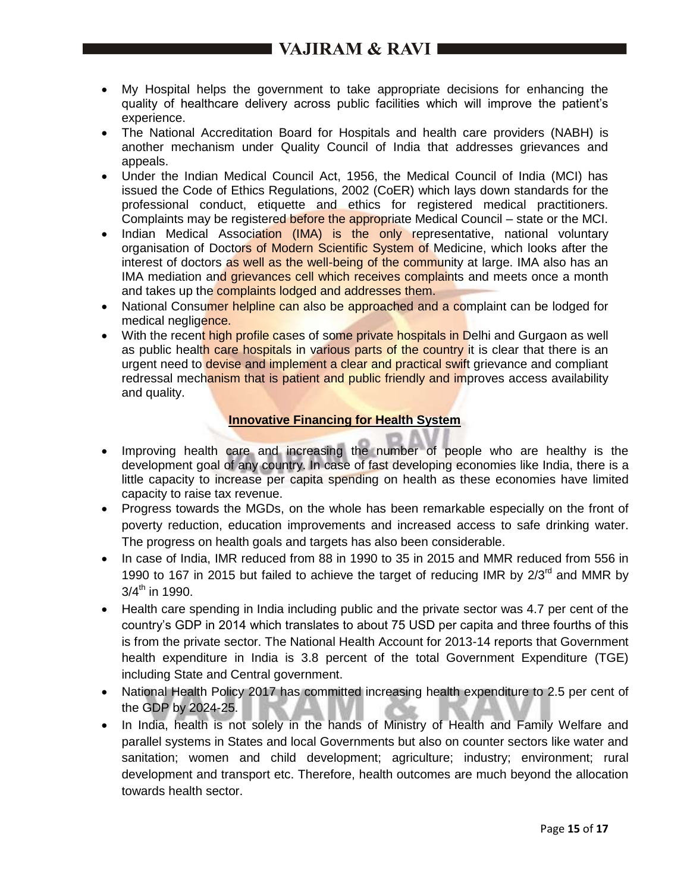- My Hospital helps the government to take appropriate decisions for enhancing the quality of healthcare delivery across public facilities which will improve the patient's experience.
- The National Accreditation Board for Hospitals and health care providers (NABH) is another mechanism under Quality Council of India that addresses grievances and appeals.
- Under the Indian Medical Council Act, 1956, the Medical Council of India (MCI) has issued the Code of Ethics Regulations, 2002 (CoER) which lays down standards for the professional conduct, etiquette and ethics for registered medical practitioners. Complaints may be registered before the appropriate Medical Council – state or the MCI.
- Indian Medical Association (IMA) is the only representative, national voluntary organisation of Doctors of Modern Scientific System of Medicine, which looks after the interest of doctors as well as the well-being of the community at large. IMA also has an IMA mediation and grievances cell which receives complaints and meets once a month and takes up the complaints lodged and addresses them.
- National Consumer helpline can also be approached and a complaint can be lodged for medical negligence.
- With the recent high profile cases of some private hospitals in Delhi and Gurgaon as well as public health care hospitals in various parts of the country it is clear that there is an urgent need to devise and implement a clear and practical swift grievance and compliant redressal mechanism that is patient and public friendly and improves access availability and quality.

## Innovative Financing for Health System

- Improving health care and increasing the number of people who are healthy is the development goal of any country. In case of fast developing economies like India, there is a little capacity to increase per capita spending on health as these economies have limited capacity to raise tax revenue.
- Progress towards the MGDs, on the whole has been remarkable especially on the front of poverty reduction, education improvements and increased access to safe drinking water. The progress on health goals and targets has also been considerable.
- In case of India, IMR reduced from 88 in 1990 to 35 in 2015 and MMR reduced from 556 in 1990 to 167 in 2015 but failed to achieve the target of reducing IMR by 2/3rd and MMR by 3/4th in 1990.
- Health care spending in India including public and the private sector was 4.7 per cent of the country's GDP in 2014 which translates to about 75 USD per capita and three fourths of this is from the private sector. The National Health Account for 2013-14 reports that Government health expenditure in India is 3.8 percent of the total Government Expenditure (TGE) including State and Central government.
- National Health Policy 2017 has committed increasing health expenditure to 2.5 per cent of the GDP by 2024-25.
- In India, health is not solely in the hands of Ministry of Health and Family Welfare and parallel systems in States and local Governments but also on counter sectors like water and sanitation; women and child development; agriculture; industry; environment; rural development and transport etc. Therefore, health outcomes are much beyond the allocation towards health sector.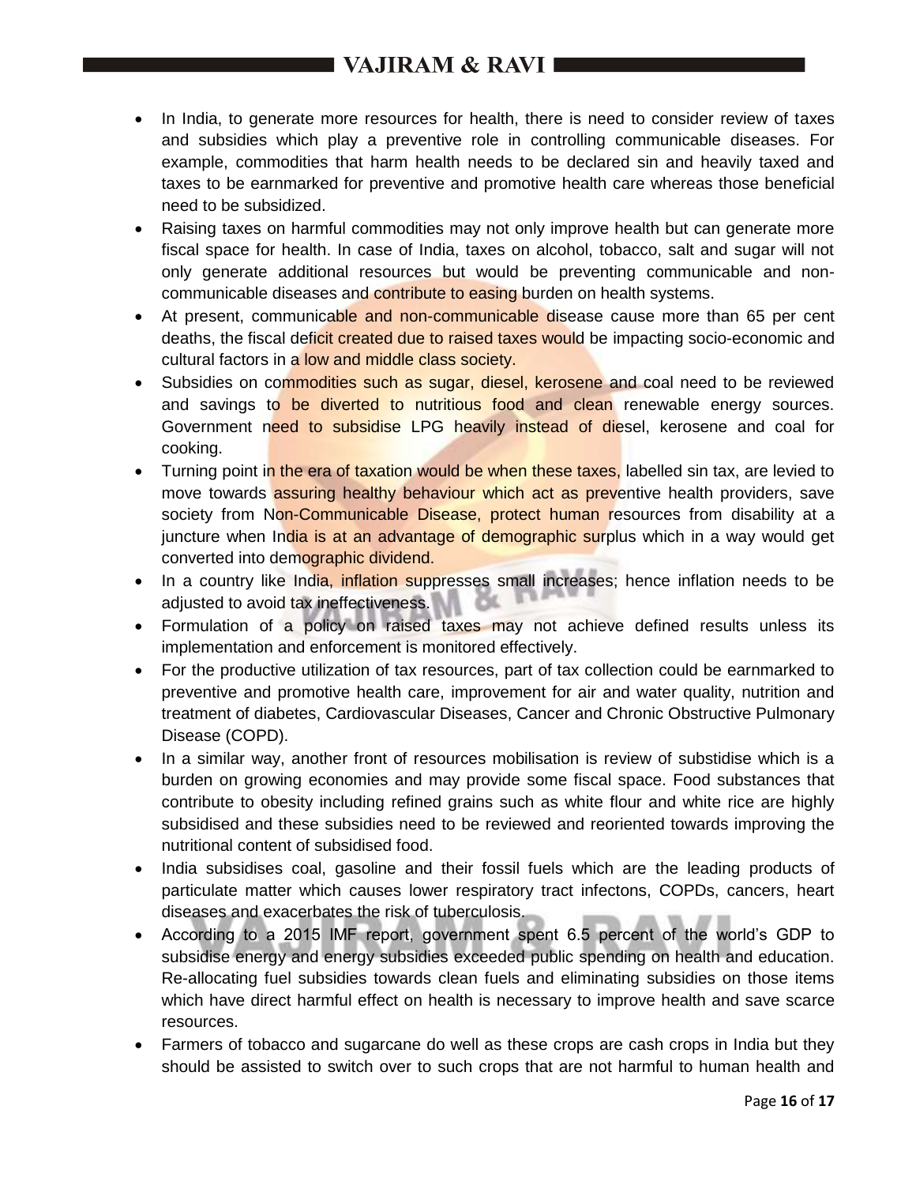- In India, to generate more resources for health, there is need to consider review of taxes and subsidies which play a preventive role in controlling communicable diseases. For example, commodities that harm health needs to be declared sin and heavily taxed and taxes to be earnmarked for preventive and promotive health care whereas those beneficial need to be subsidized.
- Raising taxes on harmful commodities may not only improve health but can generate more fiscal space for health. In case of India, taxes on alcohol, tobacco, salt and sugar will not only generate additional resources but would be preventing communicable and non-communicable diseases and contribute to easing burden on health systems.
- At present, communicable and non-communicable disease cause more than 65 per cent deaths, the fiscal deficit created due to raised taxes would be impacting socio-economic and cultural factors in a low and middle class society.
- Subsidies on commodities such as sugar, diesel, kerosene and coal need to be reviewed and savings to be diverted to nutritious food and clean renewable energy sources. Government need to subsidise LPG heavily instead of diesel, kerosene and coal for cooking.
- Turning point in the era of taxation would be when these taxes, labelled sin tax, are levied to move towards assuring healthy behaviour which act as preventive health providers, save society from Non-Communicable Disease, protect human resources from disability at a juncture when India is at an advantage of demographic surplus which in a way would get converted into demographic dividend.
- In a country like India, inflation suppresses small increases; hence inflation needs to be adjusted to avoid tax ineffectiveness.
- Formulation of a policy on raised taxes may not achieve defined results unless its implementation and enforcement is monitored effectively.
- For the productive utilization of tax resources, part of tax collection could be earnmarked to preventive and promotive health care, improvement for air and water quality, nutrition and treatment of diabetes, Cardiovascular Diseases, Cancer and Chronic Obstructive Pulmonary Disease (COPD).
- In a similar way, another front of resources mobilisation is review of substidise which is a burden on growing economies and may provide some fiscal space. Food substances that contribute to obesity including refined grains such as white flour and white rice are highly subsidised and these subsidies need to be reviewed and reoriented towards improving the nutritional content of subsidised food.
- India subsidises coal, gasoline and their fossil fuels which are the leading products of particulate matter which causes lower respiratory tract infectons, COPDs, cancers, heart diseases and exacerbates the risk of tuberculosis.
- According to a 2015 IMF report, government spent 6.5 percent of the world's GDP to subsidise energy and energy subsidies exceeded public spending on health and education. Re-allocating fuel subsidies towards clean fuels and eliminating subsidies on those items which have direct harmful effect on health is necessary to improve health and save scarce resources.
- Farmers of tobacco and sugarcane do well as these crops are cash crops in India but they should be assisted to switch over to such crops that are not harmful to human health and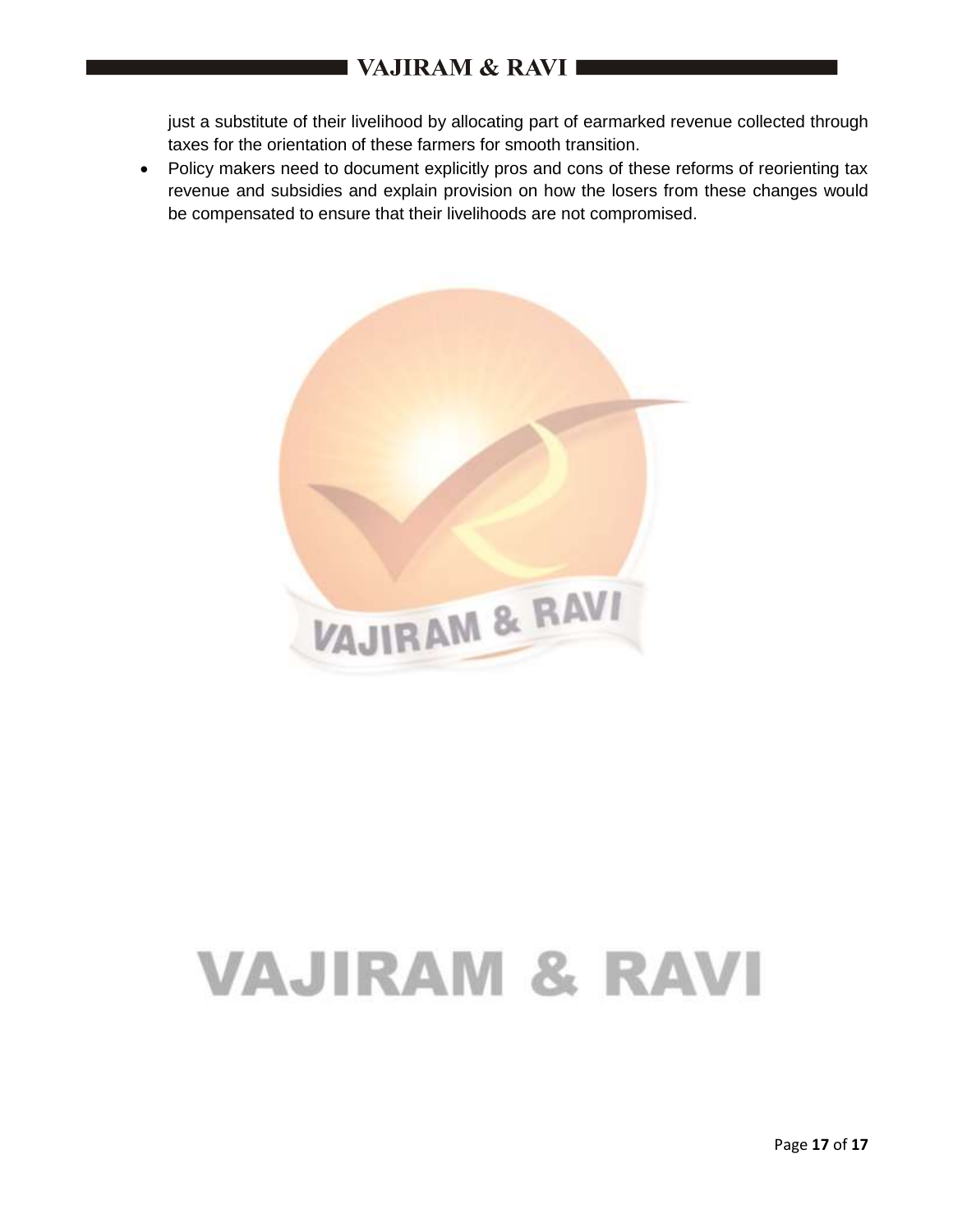just a substitute of their livelihood by allocating part of earmarked revenue collected through taxes for the orientation of these farmers for smooth transition.

- Policy makers need to document explicitly pros and cons of these reforms of reorienting tax revenue and subsidies and explain provision on how the losers from these changes would be compensated to ensure that their livelihoods are not compromised.